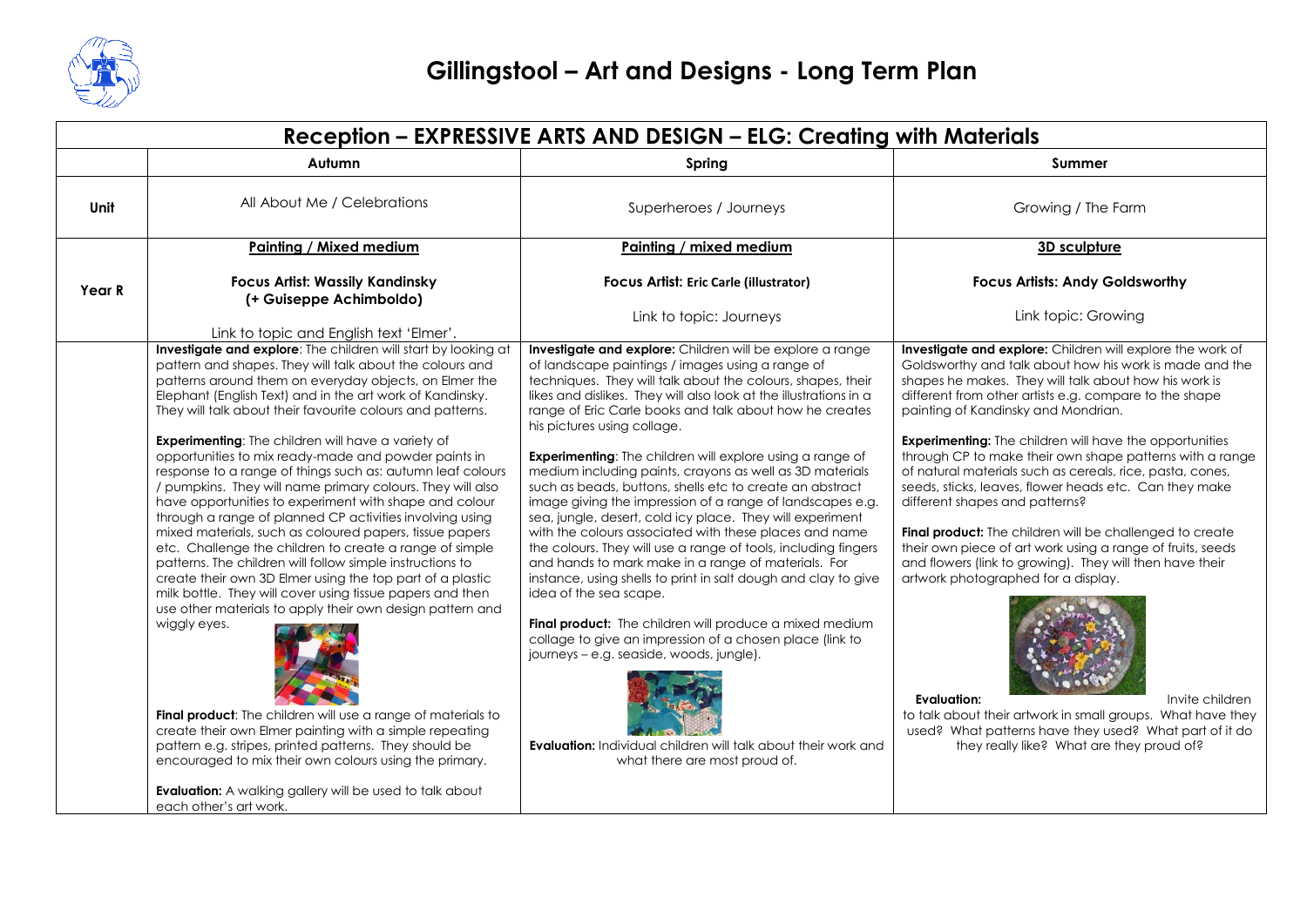# Gillingstool – Art and Designs - Long Term Plan

| Reception – EXPRESSIVE ARTS AND DESIGN – ELG: Creating with Materials | | | |
|---|---|---|---|
| | **Autumn** | **Spring** | **Summer** |
| **Unit** | All About Me / Celebrations | Superheroes / Journeys | Growing / The Farm |
| **Year R** | **Painting / Mixed medium**<br><br>**Focus Artist: Wassily Kandinsky (+ Guiseppe Achimboldo)**<br><br>Link to topic and English text 'Elmer'. | **Painting / mixed medium**<br><br>**Focus Artist: Eric Carle (illustrator)**<br><br>Link to topic: Journeys | **3D sculpture**<br><br>**Focus Artists: Andy Goldsworthy**<br><br>Link topic: Growing |
| | **Investigate and explore**: The children will start by looking at pattern and shapes. They will talk about the colours and patterns around them on everyday objects, on Elmer the Elephant (English Text) and in the art work of Kandinsky. They will talk about their favourite colours and patterns.<br><br>**Experimenting**: The children will have a variety of opportunities to mix ready-made and powder paints in response to a range of things such as: autumn leaf colours / pumpkins. They will name primary colours. They will also have opportunities to experiment with shape and colour through a range of planned CP activities involving using mixed materials, such as coloured papers, tissue papers etc. Challenge the children to create a range of simple patterns. The children will follow simple instructions to create their own 3D Elmer using the top part of a plastic milk bottle. They will cover using tissue papers and then use other materials to apply their own design pattern and wiggly eyes.<br><br>**Final product**: The children will use a range of materials to create their own Elmer painting with a simple repeating pattern e.g. stripes, printed patterns. They should be encouraged to mix their own colours using the primary.<br><br>**Evaluation:** A walking gallery will be used to talk about each other's art work. | **Investigate and explore:** Children will be explore a range of landscape paintings / images using a range of techniques. They will talk about the colours, shapes, their likes and dislikes. They will also look at the illustrations in a range of Eric Carle books and talk about how he creates his pictures using collage.<br><br>**Experimenting**: The children will explore using a range of medium including paints, crayons as well as 3D materials such as beads, buttons, shells etc to create an abstract image giving the impression of a range of landscapes e.g. sea, jungle, desert, cold icy place. They will experiment with the colours associated with these places and name the colours. They will use a range of tools, including fingers and hands to mark make in a range of materials. For instance, using shells to print in salt dough and clay to give idea of the sea scape.<br><br>**Final product:** The children will produce a mixed medium collage to give an impression of a chosen place (link to journeys – e.g. seaside, woods, jungle).<br><br>**Evaluation:** Individual children will talk about their work and what there are most proud of. | **Investigate and explore:** Children will explore the work of Goldsworthy and talk about how his work is made and the shapes he makes. They will talk about how his work is different from other artists e.g. compare to the shape painting of Kandinsky and Mondrian.<br><br>**Experimenting:** The children will have the opportunities through CP to make their own shape patterns with a range of natural materials such as cereals, rice, pasta, cones, seeds, sticks, leaves, flower heads etc. Can they make different shapes and patterns?<br><br>**Final product:** The children will be challenged to create their own piece of art work using a range of fruits, seeds and flowers (link to growing). They will then have their artwork photographed for a display.<br><br>**Evaluation:** Invite children to talk about their artwork in small groups. What have they used? What patterns have they used? What part of it do they really like? What are they proud of? |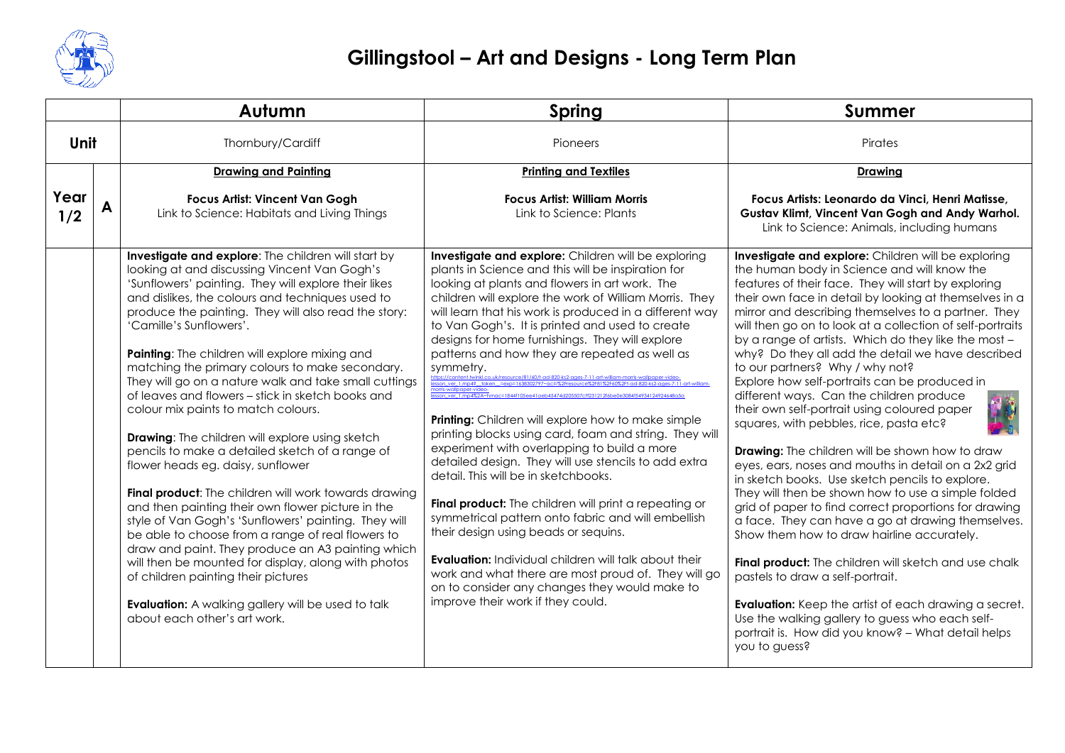# Gillingstool – Art and Designs - Long Term Plan

| | | Autumn | Spring | Summer |
|---|---|---|---|---|
| **Unit** | | Thornbury/Cardiff | Pioneers | Pirates |
| **Year 1/2** | **A** | **Drawing and Painting**<br><br>**Focus Artist: Vincent Van Gogh**<br>Link to Science: Habitats and Living Things | **Printing and Textiles**<br><br>**Focus Artist: William Morris**<br>Link to Science: Plants | **Drawing**<br><br>**Focus Artists: Leonardo da Vinci, Henri Matisse, Gustav Klimt, Vincent Van Gogh and Andy Warhol.**<br>Link to Science: Animals, including humans |
| | | **Investigate and explore**: The children will start by looking at and discussing Vincent Van Gogh's 'Sunflowers' painting. They will explore their likes and dislikes, the colours and techniques used to produce the painting. They will also read the story: 'Camille's Sunflowers'.<br><br>**Painting**: The children will explore mixing and matching the primary colours to make secondary. They will go on a nature walk and take small cuttings of leaves and flowers – stick in sketch books and colour mix paints to match colours.<br><br>**Drawing**: The children will explore using sketch pencils to make a detailed sketch of a range of flower heads eg. daisy, sunflower<br><br>**Final product**: The children will work towards drawing and then painting their own flower picture in the style of Van Gogh's 'Sunflowers' painting. They will be able to choose from a range of real flowers to draw and paint. They produce an A3 painting which will then be mounted for display, along with photos of children painting their pictures<br><br>**Evaluation:** A walking gallery will be used to talk about each other's art work. | **Investigate and explore:** Children will be exploring plants in Science and this will be inspiration for looking at plants and flowers in art work. The children will explore the work of William Morris. They will learn that his work is produced in a different way to Van Gogh's. It is printed and used to create designs for home furnishings. They will explore patterns and how they are repeated as well as symmetry.<br>https://content.twinkl.co.uk/resource/81/60/t-ad-820-ks2-ages-7-11-art-william-morris-wallpaper-video-lesson_ver_1.mp4?__token__=exp=1638302797~acl=%2Fresource%2F81%2F60%2Ft-ad-820-ks2-ages-7-11-art-william-morris-wallpaper-video-lesson_ver_1.mp4%2A~hmac=1844f105ee41aeb45474d205507cf231212f6be0e3084f549341249264 8a5a<br><br>**Printing:** Children will explore how to make simple printing blocks using card, foam and string. They will experiment with overlapping to build a more detailed design. They will use stencils to add extra detail. This will be in sketchbooks.<br><br>**Final product:** The children will print a repeating or symmetrical pattern onto fabric and will embellish their design using beads or sequins.<br><br>**Evaluation:** Individual children will talk about their work and what there are most proud of. They will go on to consider any changes they would make to improve their work if they could. | **Investigate and explore:** Children will be exploring the human body in Science and will know the features of their face. They will start by exploring their own face in detail by looking at themselves in a mirror and describing themselves to a partner. They will then go on to look at a collection of self-portraits by a range of artists. Which do they like the most – why? Do they all add the detail we have described to our partners? Why / why not?<br>Explore how self-portraits can be produced in different ways. Can the children produce their own self-portrait using coloured paper squares, with pebbles, rice, pasta etc?<br><br>**Drawing:** The children will be shown how to draw eyes, ears, noses and mouths in detail on a 2x2 grid in sketch books. Use sketch pencils to explore. They will then be shown how to use a simple folded grid of paper to find correct proportions for drawing a face. They can have a go at drawing themselves. Show them how to draw hairline accurately.<br><br>**Final product:** The children will sketch and use chalk pastels to draw a self-portrait.<br><br>**Evaluation:** Keep the artist of each drawing a secret. Use the walking gallery to guess who each self-portrait is. How did you know? – What detail helps you to guess? |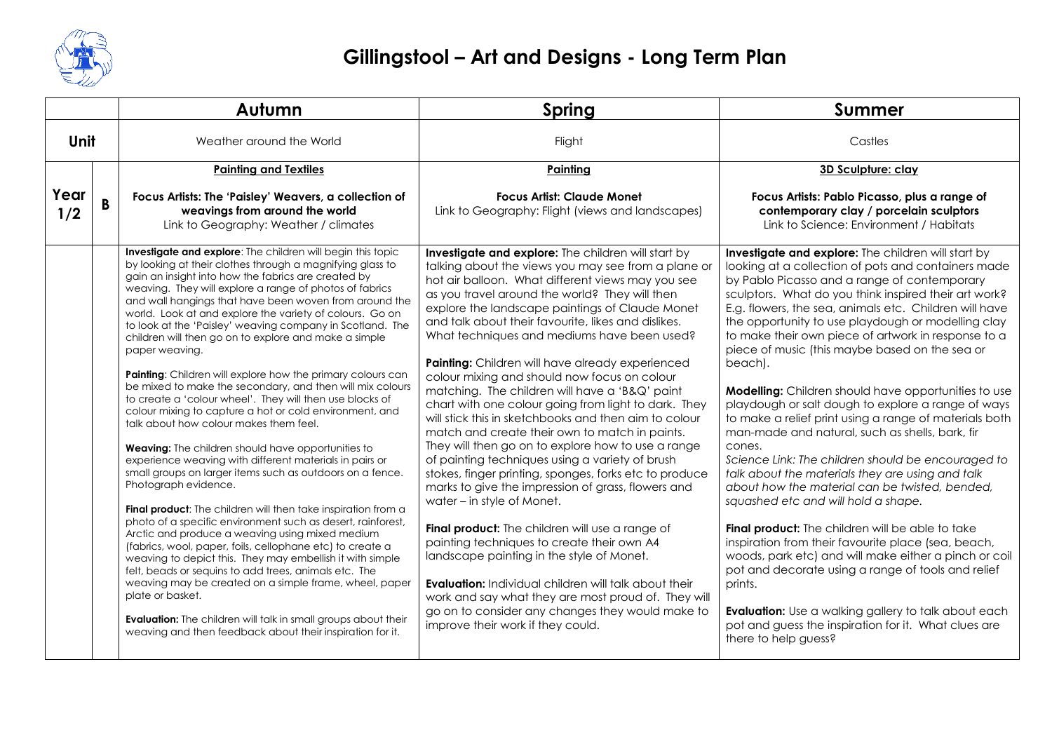# Gillingstool – Art and Designs - Long Term Plan

| | | Autumn | Spring | Summer |
|---|---|---|---|---|
| **Unit** | | Weather around the World | Flight | Castles |
| **Year 1/2** | **B** | **Painting and Textiles**<br><br>**Focus Artists: The 'Paisley' Weavers, a collection of weavings from around the world**<br>Link to Geography: Weather / climates | **Painting**<br><br>**Focus Artist: Claude Monet**<br>Link to Geography: Flight (views and landscapes) | **3D Sculpture: clay**<br><br>**Focus Artists: Pablo Picasso, plus a range of contemporary clay / porcelain sculptors**<br>Link to Science: Environment / Habitats |
| | | **Investigate and explore**: The children will begin this topic by looking at their clothes through a magnifying glass to gain an insight into how the fabrics are created by weaving. They will explore a range of photos of fabrics and wall hangings that have been woven from around the world. Look at and explore the variety of colours. Go on to look at the 'Paisley' weaving company in Scotland. The children will then go on to explore and make a simple paper weaving.<br><br>**Painting**: Children will explore how the primary colours can be mixed to make the secondary, and then will mix colours to create a 'colour wheel'. They will then use blocks of colour mixing to capture a hot or cold environment, and talk about how colour makes them feel.<br><br>**Weaving:** The children should have opportunities to experience weaving with different materials in pairs or small groups on larger items such as outdoors on a fence. Photograph evidence.<br><br>**Final product**: The children will then take inspiration from a photo of a specific environment such as desert, rainforest, Arctic and produce a weaving using mixed medium (fabrics, wool, paper, foils, cellophane etc) to create a weaving to depict this. They may embellish it with simple felt, beads or sequins to add trees, animals etc. The weaving may be created on a simple frame, wheel, paper plate or basket.<br><br>**Evaluation:** The children will talk in small groups about their weaving and then feedback about their inspiration for it. | **Investigate and explore:** The children will start by talking about the views you may see from a plane or hot air balloon. What different views may you see as you travel around the world? They will then explore the landscape paintings of Claude Monet and talk about their favourite, likes and dislikes. What techniques and mediums have been used?<br><br>**Painting:** Children will have already experienced colour mixing and should now focus on colour matching. The children will have a 'B&Q' paint chart with one colour going from light to dark. They will stick this in sketchbooks and then aim to colour match and create their own to match in paints. They will then go on to explore how to use a range of painting techniques using a variety of brush stokes, finger printing, sponges, forks etc to produce marks to give the impression of grass, flowers and water – in style of Monet.<br><br>**Final product:** The children will use a range of painting techniques to create their own A4 landscape painting in the style of Monet.<br><br>**Evaluation:** Individual children will talk about their work and say what they are most proud of. They will go on to consider any changes they would make to improve their work if they could. | **Investigate and explore:** The children will start by looking at a collection of pots and containers made by Pablo Picasso and a range of contemporary sculptors. What do you think inspired their art work? E.g. flowers, the sea, animals etc. Children will have the opportunity to use playdough or modelling clay to make their own piece of artwork in response to a piece of music (this maybe based on the sea or beach).<br><br>**Modelling:** Children should have opportunities to use playdough or salt dough to explore a range of ways to make a relief print using a range of materials both man-made and natural, such as shells, bark, fir cones.<br>*Science Link: The children should be encouraged to talk about the materials they are using and talk about how the material can be twisted, bended, squashed etc and will hold a shape.*<br><br>**Final product:** The children will be able to take inspiration from their favourite place (sea, beach, woods, park etc) and will make either a pinch or coil pot and decorate using a range of tools and relief prints.<br><br>**Evaluation:** Use a walking gallery to talk about each pot and guess the inspiration for it. What clues are there to help guess? |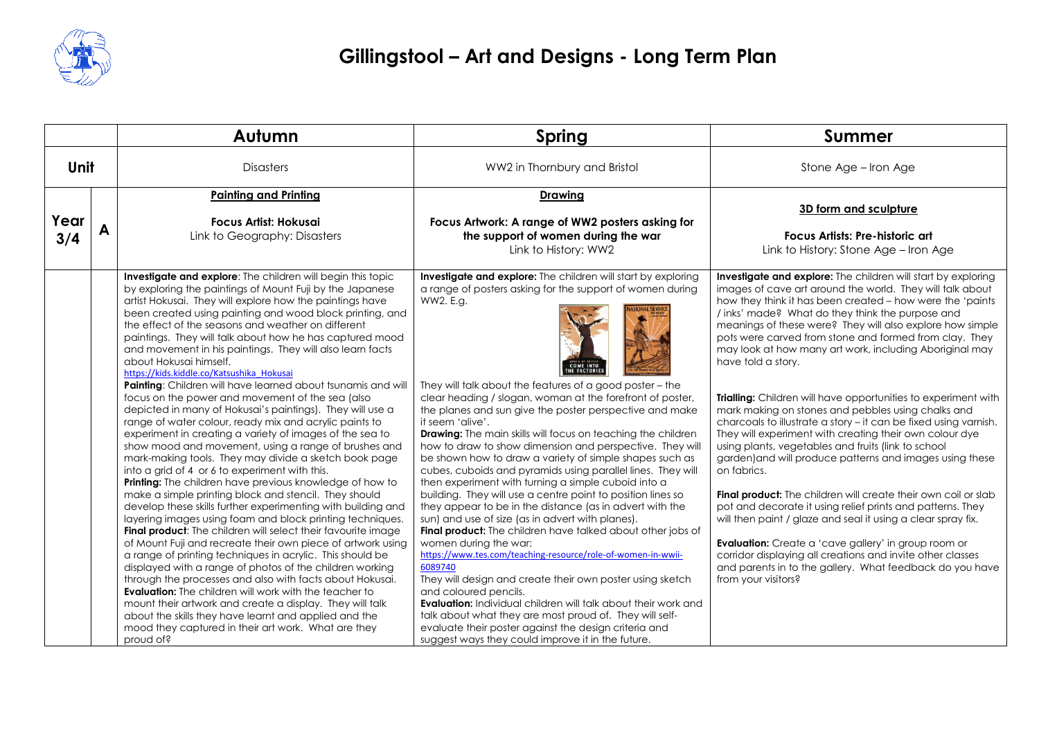# Gillingstool – Art and Designs - Long Term Plan

| | | Autumn | Spring | Summer |
|---|---|---|---|---|
| **Unit** | | Disasters | WW2 in Thornbury and Bristol | Stone Age – Iron Age |
| **Year 3/4** | **A** | **Painting and Printing**<br><br>**Focus Artist: Hokusai**<br>Link to Geography: Disasters | **Drawing**<br><br>**Focus Artwork: A range of WW2 posters asking for the support of women during the war**<br>Link to History: WW2 | **3D form and sculpture**<br><br>**Focus Artists: Pre-historic art**<br>Link to History: Stone Age – Iron Age |
| | | **Investigate and explore**: The children will begin this topic by exploring the paintings of Mount Fuji by the Japanese artist Hokusai. They will explore how the paintings have been created using painting and wood block printing, and the effect of the seasons and weather on different paintings. They will talk about how he has captured mood and movement in his paintings. They will also learn facts about Hokusai himself.<br>https://kids.kiddle.co/Katsushika_Hokusai<br>**Painting**: Children will have learned about tsunamis and will focus on the power and movement of the sea (also depicted in many of Hokusai's paintings). They will use a range of water colour, ready mix and acrylic paints to experiment in creating a variety of images of the sea to show mood and movement, using a range of brushes and mark-making tools. They may divide a sketch book page into a grid of 4 or 6 to experiment with this.<br>**Printing:** The children have previous knowledge of how to make a simple printing block and stencil. They should develop these skills further experimenting with building and layering images using foam and block printing techniques.<br>**Final product**: The children will select their favourite image of Mount Fuji and recreate their own piece of artwork using a range of printing techniques in acrylic. This should be displayed with a range of photos of the children working through the processes and also with facts about Hokusai.<br>**Evaluation:** The children will work with the teacher to mount their artwork and create a display. They will talk about the skills they have learnt and applied and the mood they captured in their art work. What are they proud of? | **Investigate and explore:** The children will start by exploring a range of posters asking for the support of women during WW2. E.g.<br><br>They will talk about the features of a good poster – the clear heading / slogan, woman at the forefront of poster, the planes and sun give the poster perspective and make it seem 'alive'.<br>**Drawing:** The main skills will focus on teaching the children how to draw to show dimension and perspective. They will be shown how to draw a variety of simple shapes such as cubes, cuboids and pyramids using parallel lines. They will then experiment with turning a simple cuboid into a building. They will use a centre point to position lines so they appear to be in the distance (as in advert with the sun) and use of size (as in advert with planes).<br>**Final product:** The children have talked about other jobs of women during the war:<br>https://www.tes.com/teaching-resource/role-of-women-in-wwii-6089740<br>They will design and create their own poster using sketch and coloured pencils.<br>**Evaluation:** Individual children will talk about their work and talk about what they are most proud of. They will self-evaluate their poster against the design criteria and suggest ways they could improve it in the future. | **Investigate and explore:** The children will start by exploring images of cave art around the world. They will talk about how they think it has been created – how were the 'paints / inks' made? What do they think the purpose and meanings of these were? They will also explore how simple pots were carved from stone and formed from clay. They may look at how many art work, including Aboriginal may have told a story.<br><br>**Trialling:** Children will have opportunities to experiment with mark making on stones and pebbles using chalks and charcoals to illustrate a story – it can be fixed using varnish. They will experiment with creating their own colour dye using plants, vegetables and fruits (link to school garden)and will produce patterns and images using these on fabrics.<br><br>**Final product:** The children will create their own coil or slab pot and decorate it using relief prints and patterns. They will then paint / glaze and seal it using a clear spray fix.<br><br>**Evaluation:** Create a 'cave gallery' in group room or corridor displaying all creations and invite other classes and parents in to the gallery. What feedback do you have from your visitors? |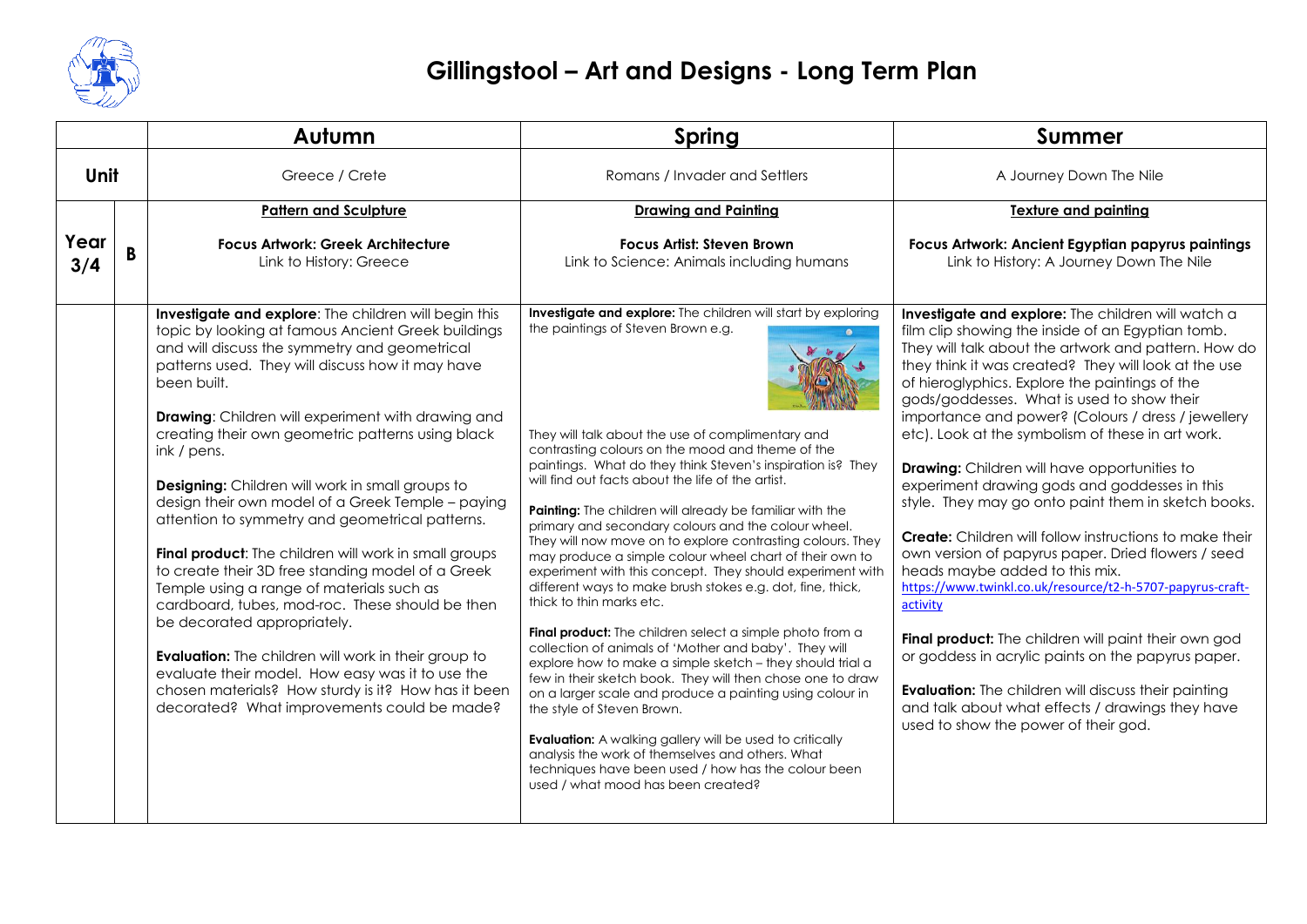# Gillingstool – Art and Designs - Long Term Plan

| | | Autumn | Spring | Summer |
|---|---|---|---|---|
| **Unit** | | Greece / Crete | Romans / Invader and Settlers | A Journey Down The Nile |
| **Year 3/4** | **B** | **Pattern and Sculpture**<br><br>**Focus Artwork: Greek Architecture**<br>Link to History: Greece | **Drawing and Painting**<br><br>**Focus Artist: Steven Brown**<br>Link to Science: Animals including humans | **Texture and painting**<br><br>**Focus Artwork: Ancient Egyptian papyrus paintings**<br>Link to History: A Journey Down The Nile |
| | | **Investigate and explore**: The children will begin this topic by looking at famous Ancient Greek buildings and will discuss the symmetry and geometrical patterns used. They will discuss how it may have been built.<br><br>**Drawing**: Children will experiment with drawing and creating their own geometric patterns using black ink / pens.<br><br>**Designing:** Children will work in small groups to design their own model of a Greek Temple – paying attention to symmetry and geometrical patterns.<br><br>**Final product**: The children will work in small groups to create their 3D free standing model of a Greek Temple using a range of materials such as cardboard, tubes, mod-roc. These should be then be decorated appropriately.<br><br>**Evaluation:** The children will work in their group to evaluate their model. How easy was it to use the chosen materials? How sturdy is it? How has it been decorated? What improvements could be made? | **Investigate and explore:** The children will start by exploring the paintings of Steven Brown e.g.<br><br>They will talk about the use of complimentary and contrasting colours on the mood and theme of the paintings. What do they think Steven's inspiration is? They will find out facts about the life of the artist.<br><br>**Painting:** The children will already be familiar with the primary and secondary colours and the colour wheel. They will now move on to explore contrasting colours. They may produce a simple colour wheel chart of their own to experiment with this concept. They should experiment with different ways to make brush stokes e.g. dot, fine, thick, thick to thin marks etc.<br><br>**Final product:** The children select a simple photo from a collection of animals of 'Mother and baby'. They will explore how to make a simple sketch – they should trial a few in their sketch book. They will then chose one to draw on a larger scale and produce a painting using colour in the style of Steven Brown.<br><br>**Evaluation:** A walking gallery will be used to critically analysis the work of themselves and others. What techniques have been used / how has the colour been used / what mood has been created? | **Investigate and explore:** The children will watch a film clip showing the inside of an Egyptian tomb. They will talk about the artwork and pattern. How do they think it was created? They will look at the use of hieroglyphics. Explore the paintings of the gods/goddesses. What is used to show their importance and power? (Colours / dress / jewellery etc). Look at the symbolism of these in art work.<br><br>**Drawing:** Children will have opportunities to experiment drawing gods and goddesses in this style. They may go onto paint them in sketch books.<br><br>**Create:** Children will follow instructions to make their own version of papyrus paper. Dried flowers / seed heads maybe added to this mix.<br>https://www.twinkl.co.uk/resource/t2-h-5707-papyrus-craft-activity<br><br>**Final product:** The children will paint their own god or goddess in acrylic paints on the papyrus paper.<br><br>**Evaluation:** The children will discuss their painting and talk about what effects / drawings they have used to show the power of their god. |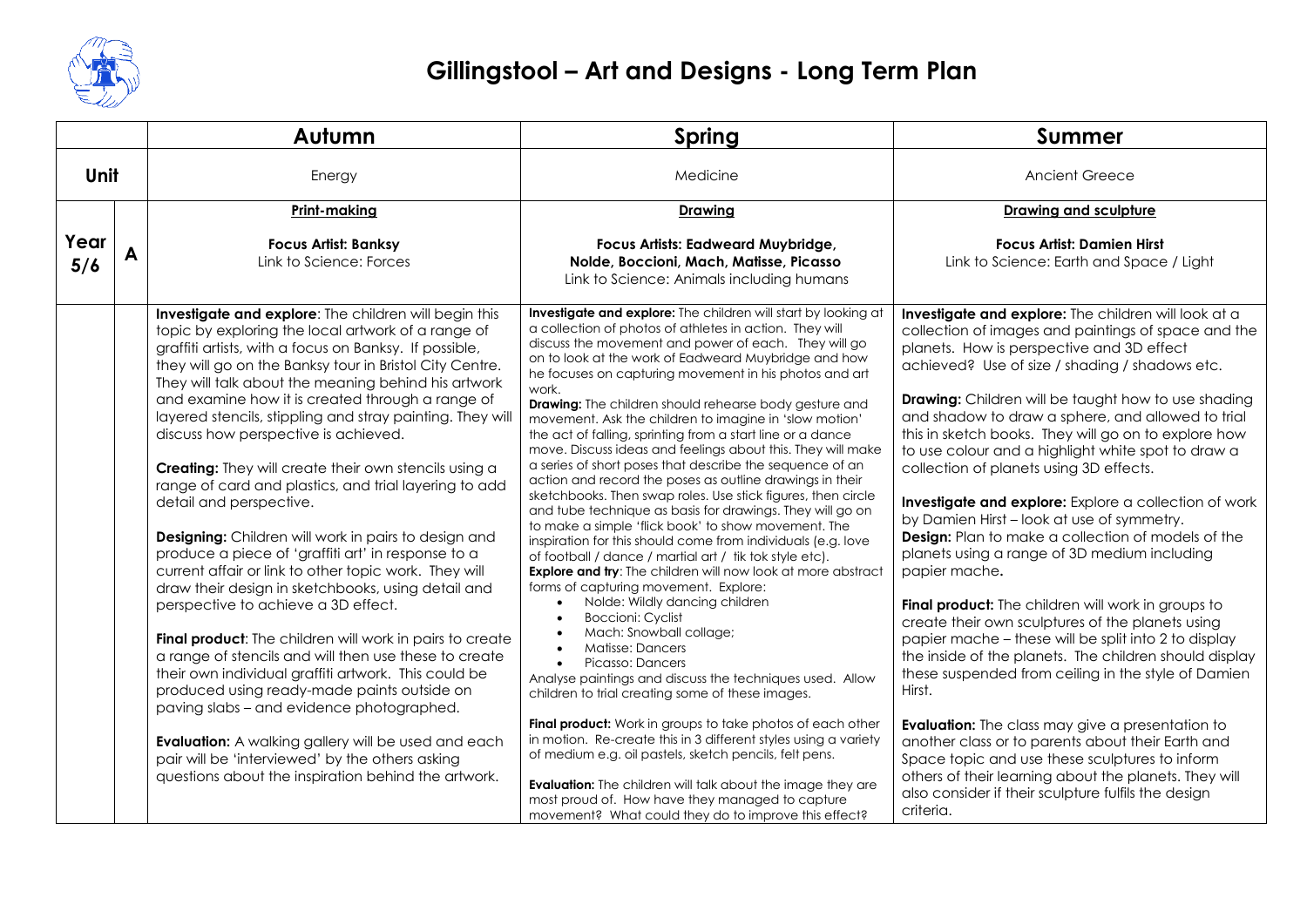# Gillingstool – Art and Designs - Long Term Plan

| | | Autumn | Spring | Summer |
|---|---|---|---|---|
| **Unit** | | Energy | Medicine | Ancient Greece |
| **Year 5/6** | **A** | **Print-making**<br><br>**Focus Artist: Banksy**<br>Link to Science: Forces | **Drawing**<br><br>**Focus Artists: Eadweard Muybridge, Nolde, Boccioni, Mach, Matisse, Picasso**<br>Link to Science: Animals including humans | **Drawing and sculpture**<br><br>**Focus Artist: Damien Hirst**<br>Link to Science: Earth and Space / Light |
| | | **Investigate and explore**: The children will begin this topic by exploring the local artwork of a range of graffiti artists, with a focus on Banksy. If possible, they will go on the Banksy tour in Bristol City Centre. They will talk about the meaning behind his artwork and examine how it is created through a range of layered stencils, stippling and stray painting. They will discuss how perspective is achieved.<br><br>**Creating:** They will create their own stencils using a range of card and plastics, and trial layering to add detail and perspective.<br><br>**Designing:** Children will work in pairs to design and produce a piece of 'graffiti art' in response to a current affair or link to other topic work. They will draw their design in sketchbooks, using detail and perspective to achieve a 3D effect.<br><br>**Final product**: The children will work in pairs to create a range of stencils and will then use these to create their own individual graffiti artwork. This could be produced using ready-made paints outside on paving slabs – and evidence photographed.<br><br>**Evaluation:** A walking gallery will be used and each pair will be 'interviewed' by the others asking questions about the inspiration behind the artwork. | **Investigate and explore:** The children will start by looking at a collection of photos of athletes in action. They will discuss the movement and power of each. They will go on to look at the work of Eadweard Muybridge and how he focuses on capturing movement in his photos and art work.<br>**Drawing:** The children should rehearse body gesture and movement. Ask the children to imagine in 'slow motion' the act of falling, sprinting from a start line or a dance move. Discuss ideas and feelings about this. They will make a series of short poses that describe the sequence of an action and record the poses as outline drawings in their sketchbooks. Then swap roles. Use stick figures, then circle and tube technique as basis for drawings. They will go on to make a simple 'flick book' to show movement. The inspiration for this should come from individuals (e.g. love of football / dance / martial art / tik tok style etc).<br>**Explore and try**: The children will now look at more abstract forms of capturing movement. Explore:<br>• Nolde: Wildly dancing children<br>• Boccioni: Cyclist<br>• Mach: Snowball collage;<br>• Matisse: Dancers<br>• Picasso: Dancers<br>Analyse paintings and discuss the techniques used. Allow children to trial creating some of these images.<br><br>**Final product:** Work in groups to take photos of each other in motion. Re-create this in 3 different styles using a variety of medium e.g. oil pastels, sketch pencils, felt pens.<br><br>**Evaluation:** The children will talk about the image they are most proud of. How have they managed to capture movement? What could they do to improve this effect? | **Investigate and explore:** The children will look at a collection of images and paintings of space and the planets. How is perspective and 3D effect achieved? Use of size / shading / shadows etc.<br><br>**Drawing:** Children will be taught how to use shading and shadow to draw a sphere, and allowed to trial this in sketch books. They will go on to explore how to use colour and a highlight white spot to draw a collection of planets using 3D effects.<br><br>**Investigate and explore:** Explore a collection of work by Damien Hirst – look at use of symmetry.<br>**Design:** Plan to make a collection of models of the planets using a range of 3D medium including papier mache**.**<br><br>**Final product:** The children will work in groups to create their own sculptures of the planets using papier mache – these will be split into 2 to display the inside of the planets. The children should display these suspended from ceiling in the style of Damien Hirst.<br><br>**Evaluation:** The class may give a presentation to another class or to parents about their Earth and Space topic and use these sculptures to inform others of their learning about the planets. They will also consider if their sculpture fulfils the design criteria. |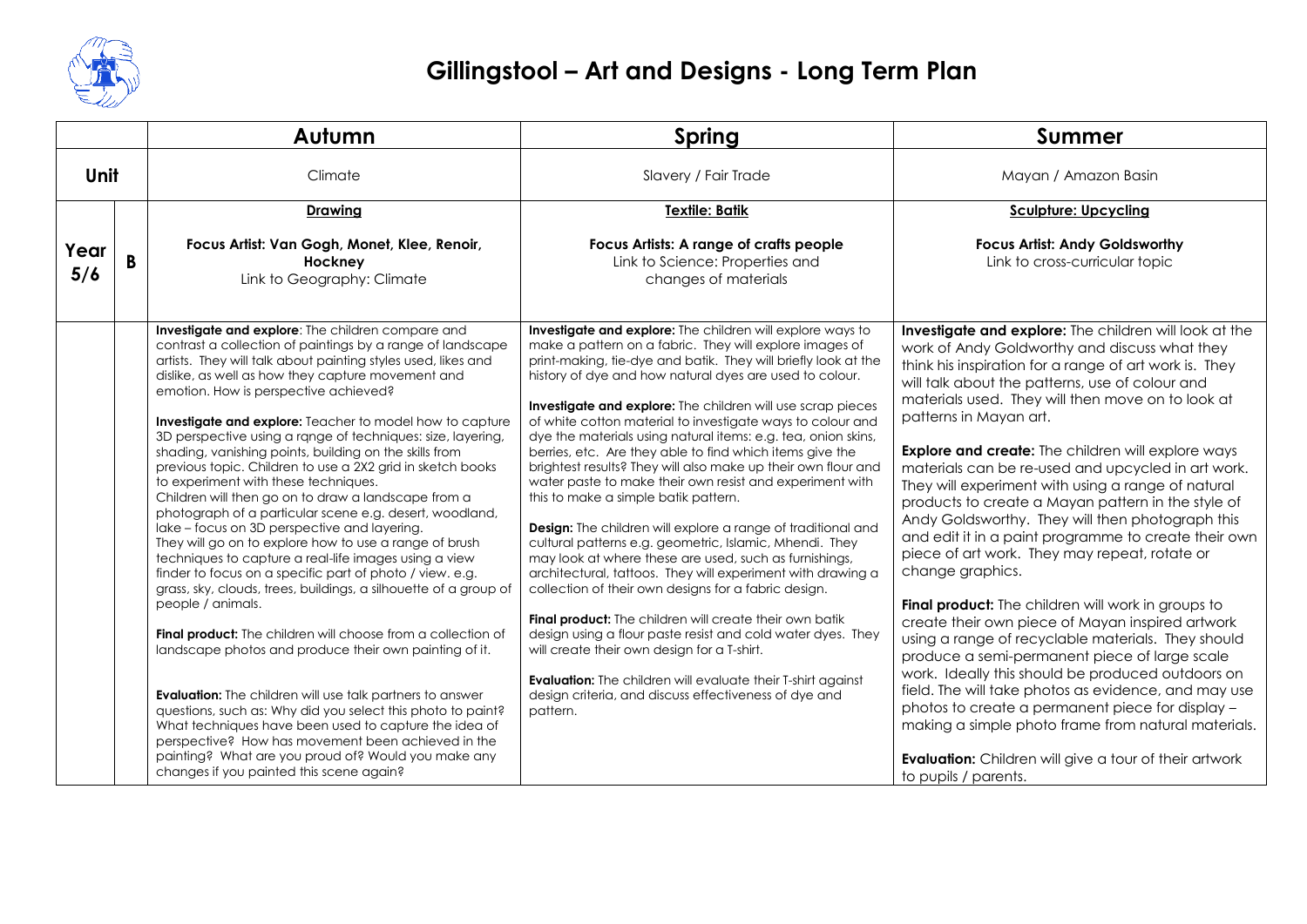# Gillingstool – Art and Designs - Long Term Plan

| | | Autumn | Spring | Summer |
|---|---|---|---|---|
| **Unit** | | Climate | Slavery / Fair Trade | Mayan / Amazon Basin |
| **Year 5/6** | **B** | **Drawing**<br><br>**Focus Artist: Van Gogh, Monet, Klee, Renoir, Hockney**<br>Link to Geography: Climate | **Textile: Batik**<br><br>**Focus Artists: A range of crafts people**<br>Link to Science: Properties and changes of materials | **Sculpture: Upcycling**<br><br>**Focus Artist: Andy Goldsworthy**<br>Link to cross-curricular topic |
| | | **Investigate and explore**: The children compare and contrast a collection of paintings by a range of landscape artists. They will talk about painting styles used, likes and dislike, as well as how they capture movement and emotion. How is perspective achieved?<br><br>**Investigate and explore:** Teacher to model how to capture 3D perspective using a rqnge of techniques: size, layering, shading, vanishing points, building on the skills from previous topic. Children to use a 2X2 grid in sketch books to experiment with these techniques.<br>Children will then go on to draw a landscape from a photograph of a particular scene e.g. desert, woodland, lake – focus on 3D perspective and layering.<br>They will go on to explore how to use a range of brush techniques to capture a real-life images using a view finder to focus on a specific part of photo / view. e.g. grass, sky, clouds, trees, buildings, a silhouette of a group of people / animals.<br><br>**Final product:** The children will choose from a collection of landscape photos and produce their own painting of it.<br><br>**Evaluation:** The children will use talk partners to answer questions, such as: Why did you select this photo to paint? What techniques have been used to capture the idea of perspective? How has movement been achieved in the painting? What are you proud of? Would you make any changes if you painted this scene again? | **Investigate and explore:** The children will explore ways to make a pattern on a fabric. They will explore images of print-making, tie-dye and batik. They will briefly look at the history of dye and how natural dyes are used to colour.<br><br>**Investigate and explore:** The children will use scrap pieces of white cotton material to investigate ways to colour and dye the materials using natural items: e.g. tea, onion skins, berries, etc. Are they able to find which items give the brightest results? They will also make up their own flour and water paste to make their own resist and experiment with this to make a simple batik pattern.<br><br>**Design:** The children will explore a range of traditional and cultural patterns e.g. geometric, Islamic, Mhendi. They may look at where these are used, such as furnishings, architectural, tattoos. They will experiment with drawing a collection of their own designs for a fabric design.<br><br>**Final product:** The children will create their own batik design using a flour paste resist and cold water dyes. They will create their own design for a T-shirt.<br><br>**Evaluation:** The children will evaluate their T-shirt against design criteria, and discuss effectiveness of dye and pattern. | **Investigate and explore:** The children will look at the work of Andy Goldworthy and discuss what they think his inspiration for a range of art work is. They will talk about the patterns, use of colour and materials used. They will then move on to look at patterns in Mayan art.<br><br>**Explore and create:** The children will explore ways materials can be re-used and upcycled in art work. They will experiment with using a range of natural products to create a Mayan pattern in the style of Andy Goldsworthy. They will then photograph this and edit it in a paint programme to create their own piece of art work. They may repeat, rotate or change graphics.<br><br>**Final product:** The children will work in groups to create their own piece of Mayan inspired artwork using a range of recyclable materials. They should produce a semi-permanent piece of large scale work. Ideally this should be produced outdoors on field. The will take photos as evidence, and may use photos to create a permanent piece for display – making a simple photo frame from natural materials.<br><br>**Evaluation:** Children will give a tour of their artwork to pupils / parents. |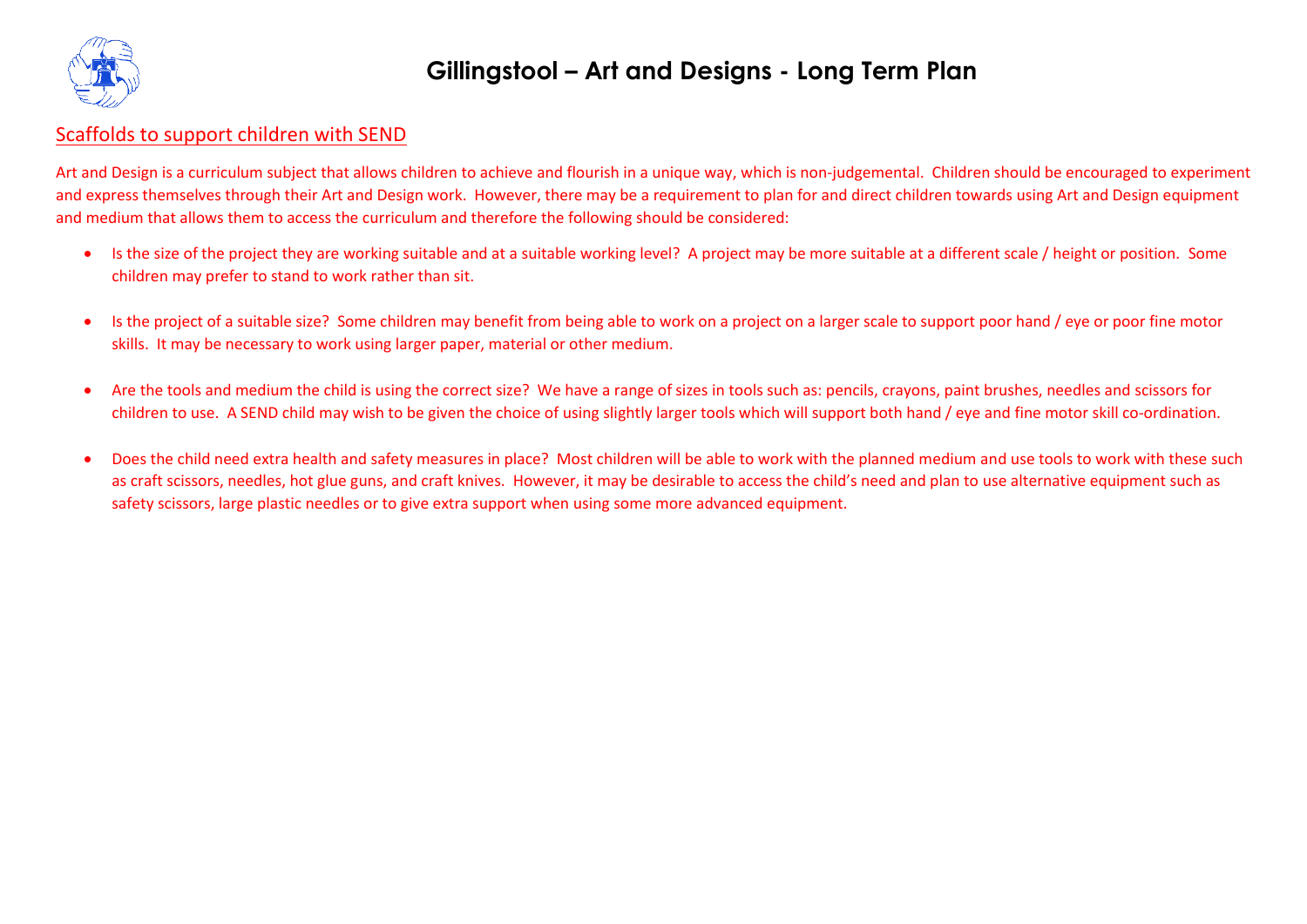# Gillingstool – Art and Designs - Long Term Plan

## Scaffolds to support children with SEND

Art and Design is a curriculum subject that allows children to achieve and flourish in a unique way, which is non-judgemental. Children should be encouraged to experiment and express themselves through their Art and Design work. However, there may be a requirement to plan for and direct children towards using Art and Design equipment and medium that allows them to access the curriculum and therefore the following should be considered:

- Is the size of the project they are working suitable and at a suitable working level? A project may be more suitable at a different scale / height or position. Some children may prefer to stand to work rather than sit.
- Is the project of a suitable size? Some children may benefit from being able to work on a project on a larger scale to support poor hand / eye or poor fine motor skills. It may be necessary to work using larger paper, material or other medium.
- Are the tools and medium the child is using the correct size? We have a range of sizes in tools such as: pencils, crayons, paint brushes, needles and scissors for children to use. A SEND child may wish to be given the choice of using slightly larger tools which will support both hand / eye and fine motor skill co-ordination.
- Does the child need extra health and safety measures in place? Most children will be able to work with the planned medium and use tools to work with these such as craft scissors, needles, hot glue guns, and craft knives. However, it may be desirable to access the child's need and plan to use alternative equipment such as safety scissors, large plastic needles or to give extra support when using some more advanced equipment.